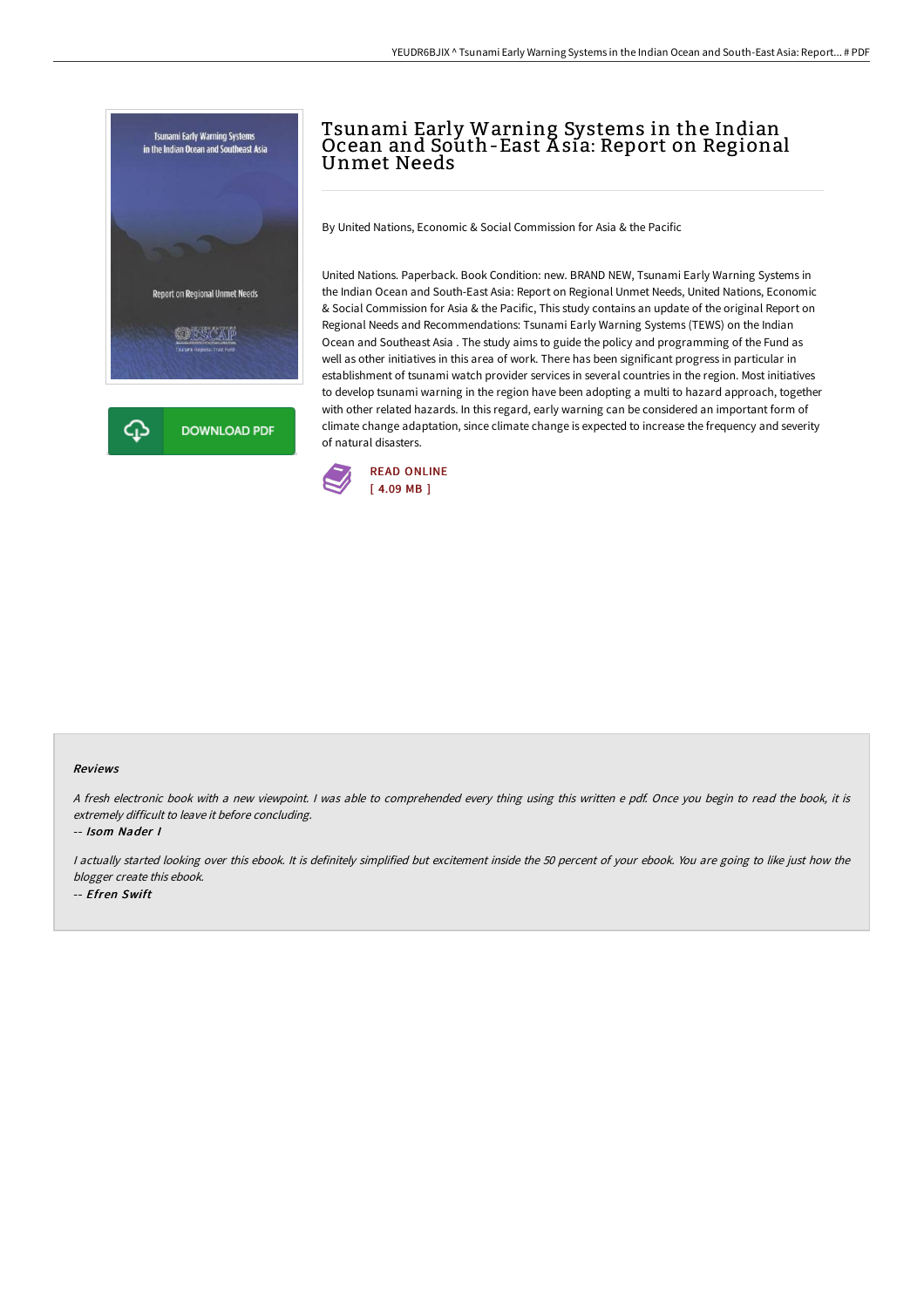# Tsunami Early Warning Systems in the Indian Ocean and South-East Asia: Report on Regional Unmet Needs

By United Nations, Economic & Social Commission for Asia & the Pacific

United Nations. Paperback. Book Condition: new. BRAND NEW, Tsunami Early Warning Systems in the Indian Ocean and South-East Asia: Report on Regional Unmet Needs, United Nations, Economic & Social Commission for Asia & the Pacific, This study contains an update of the original Report on Regional Needs and Recommendations: Tsunami Early Warning Systems (TEWS) on the Indian Ocean and Southeast Asia . The study aims to guide the policy and programming of the Fund as well as other initiatives in this area of work. There has been significant progress in particular in establishment of tsunami watch provider services in several countries in the region. Most initiatives to develop tsunami warning in the region have been adopting a multi to hazard approach, together with other related hazards. In this regard, early warning can be considered an important form of climate change adaptation, since climate change is expected to increase the frequency and severity of natural disasters.

DOWNLOAD PDF

READ ONLINE
[ 4.09 MB ]

### Reviews

*A fresh electronic book with a new viewpoint. I was able to comprehended every thing using this written e pdf. Once you begin to read the book, it is extremely difficult to leave it before concluding.*

-- *Isom Nader I*

*I actually started looking over this ebook. It is definitely simplified but excitement inside the 50 percent of your ebook. You are going to like just how the blogger create this ebook.*

-- *Efren Swift*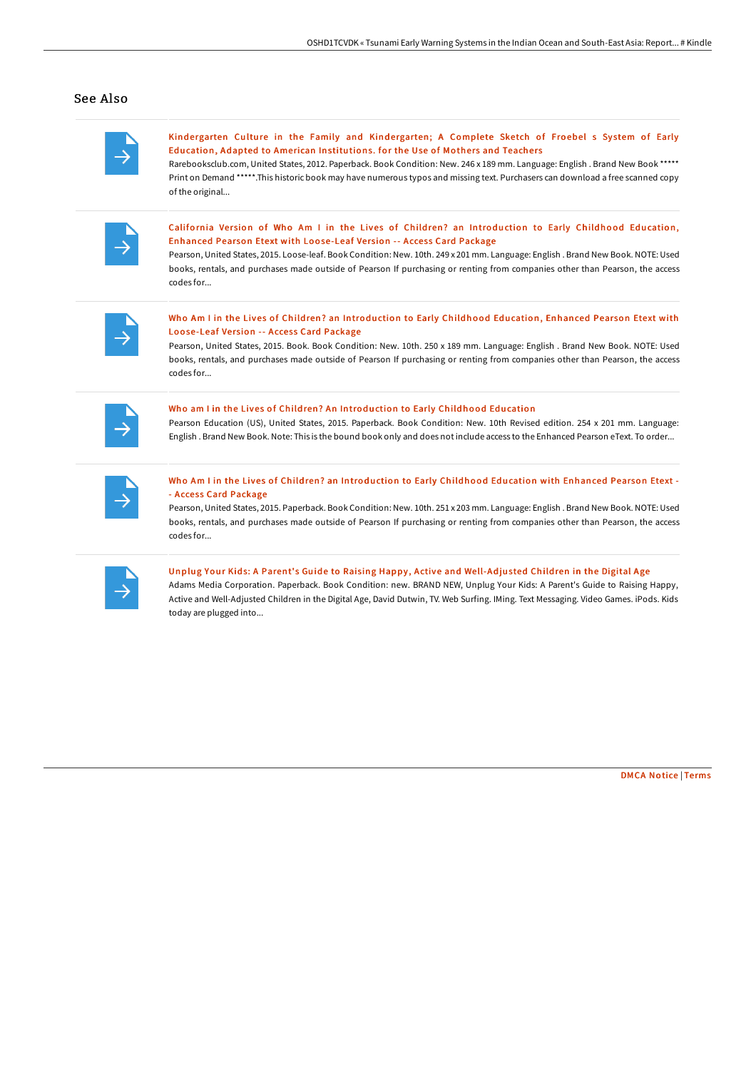## See Also

**Kindergarten Culture in the Family and Kindergarten; A Complete Sketch of Froebel s System of Early Education, Adapted to American Institutions. for the Use of Mothers and Teachers**

Rarebooksclub.com, United States, 2012. Paperback. Book Condition: New. 246 x 189 mm. Language: English . Brand New Book ***** Print on Demand *****.This historic book may have numerous typos and missing text. Purchasers can download a free scanned copy of the original...

**California Version of Who Am I in the Lives of Children? an Introduction to Early Childhood Education, Enhanced Pearson Etext with Loose-Leaf Version -- Access Card Package**

Pearson, United States, 2015. Loose-leaf. Book Condition: New. 10th. 249 x 201 mm. Language: English . Brand New Book. NOTE: Used books, rentals, and purchases made outside of Pearson If purchasing or renting from companies other than Pearson, the access codes for...

**Who Am I in the Lives of Children? an Introduction to Early Childhood Education, Enhanced Pearson Etext with Loose-Leaf Version -- Access Card Package**

Pearson, United States, 2015. Book. Book Condition: New. 10th. 250 x 189 mm. Language: English . Brand New Book. NOTE: Used books, rentals, and purchases made outside of Pearson If purchasing or renting from companies other than Pearson, the access codes for...

**Who am I in the Lives of Children? An Introduction to Early Childhood Education**

Pearson Education (US), United States, 2015. Paperback. Book Condition: New. 10th Revised edition. 254 x 201 mm. Language: English . Brand New Book. Note: This is the bound book only and does not include access to the Enhanced Pearson eText. To order...

**Who Am I in the Lives of Children? an Introduction to Early Childhood Education with Enhanced Pearson Etext -- Access Card Package**

Pearson, United States, 2015. Paperback. Book Condition: New. 10th. 251 x 203 mm. Language: English . Brand New Book. NOTE: Used books, rentals, and purchases made outside of Pearson If purchasing or renting from companies other than Pearson, the access codes for...

**Unplug Your Kids: A Parent's Guide to Raising Happy, Active and Well-Adjusted Children in the Digital Age**

Adams Media Corporation. Paperback. Book Condition: new. BRAND NEW, Unplug Your Kids: A Parent's Guide to Raising Happy, Active and Well-Adjusted Children in the Digital Age, David Dutwin, TV. Web Surfing. IMing. Text Messaging. Video Games. iPods. Kids today are plugged into...